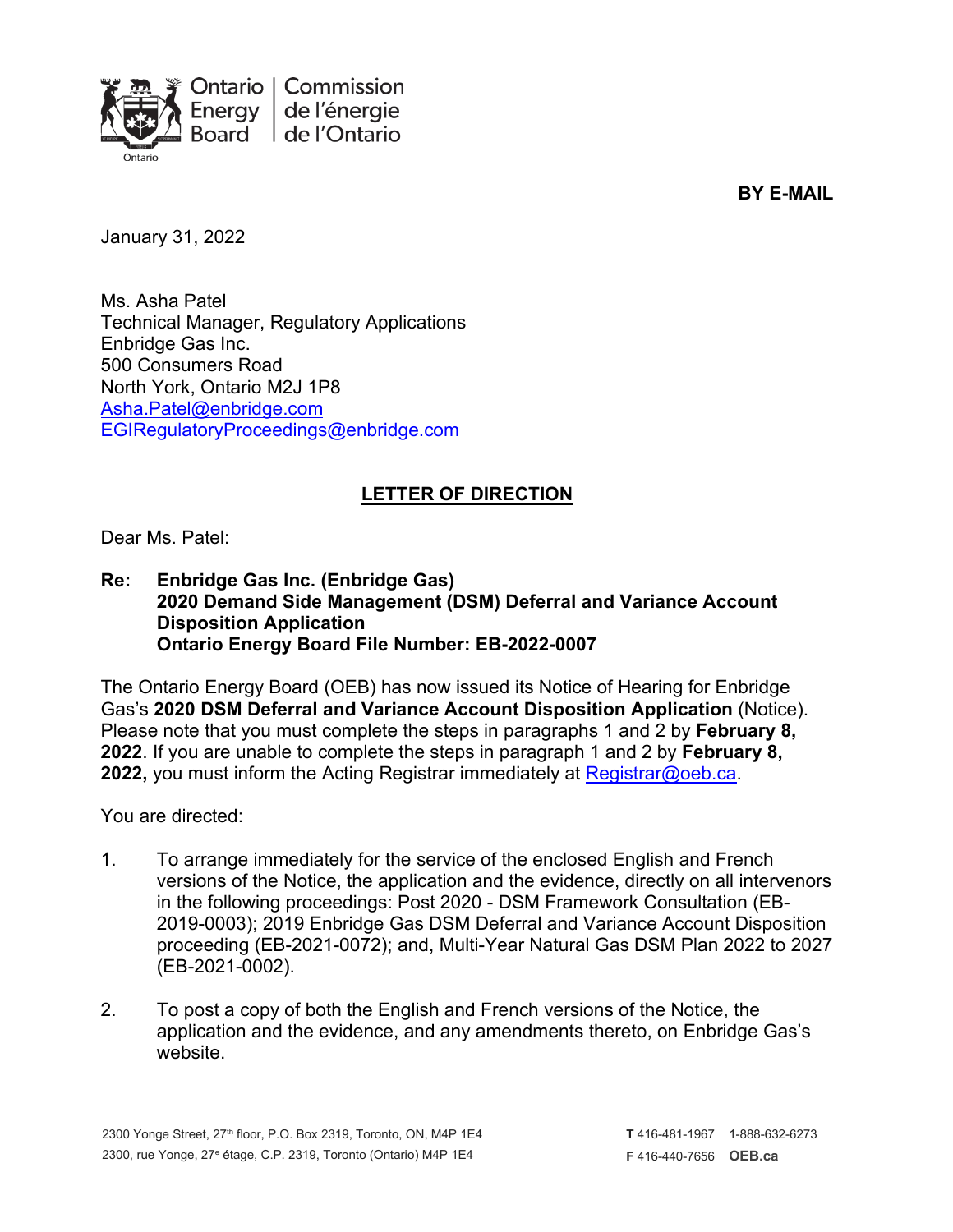Ontario Energy Board | Commission de l'énergie de l'Ontario

**BY E-MAIL**

January 31, 2022

Ms. Asha Patel
Technical Manager, Regulatory Applications
Enbridge Gas Inc.
500 Consumers Road
North York, Ontario M2J 1P8
Asha.Patel@enbridge.com
EGIRegulatoryProceedings@enbridge.com

## LETTER OF DIRECTION

Dear Ms. Patel:

**Re: Enbridge Gas Inc. (Enbridge Gas)**
**2020 Demand Side Management (DSM) Deferral and Variance Account Disposition Application**
**Ontario Energy Board File Number: EB-2022-0007**

The Ontario Energy Board (OEB) has now issued its Notice of Hearing for Enbridge Gas's **2020 DSM Deferral and Variance Account Disposition Application** (Notice). Please note that you must complete the steps in paragraphs 1 and 2 by **February 8, 2022**. If you are unable to complete the steps in paragraph 1 and 2 by **February 8, 2022,** you must inform the Acting Registrar immediately at Registrar@oeb.ca.

You are directed:

1. To arrange immediately for the service of the enclosed English and French versions of the Notice, the application and the evidence, directly on all intervenors in the following proceedings: Post 2020 - DSM Framework Consultation (EB-2019-0003); 2019 Enbridge Gas DSM Deferral and Variance Account Disposition proceeding (EB-2021-0072); and, Multi-Year Natural Gas DSM Plan 2022 to 2027 (EB-2021-0002).

2. To post a copy of both the English and French versions of the Notice, the application and the evidence, and any amendments thereto, on Enbridge Gas's website.

2300 Yonge Street, 27th floor, P.O. Box 2319, Toronto, ON, M4P 1E4
2300, rue Yonge, 27e étage, C.P. 2319, Toronto (Ontario) M4P 1E4

**T** 416-481-1967 1-888-632-6273
**F** 416-440-7656 **OEB.ca**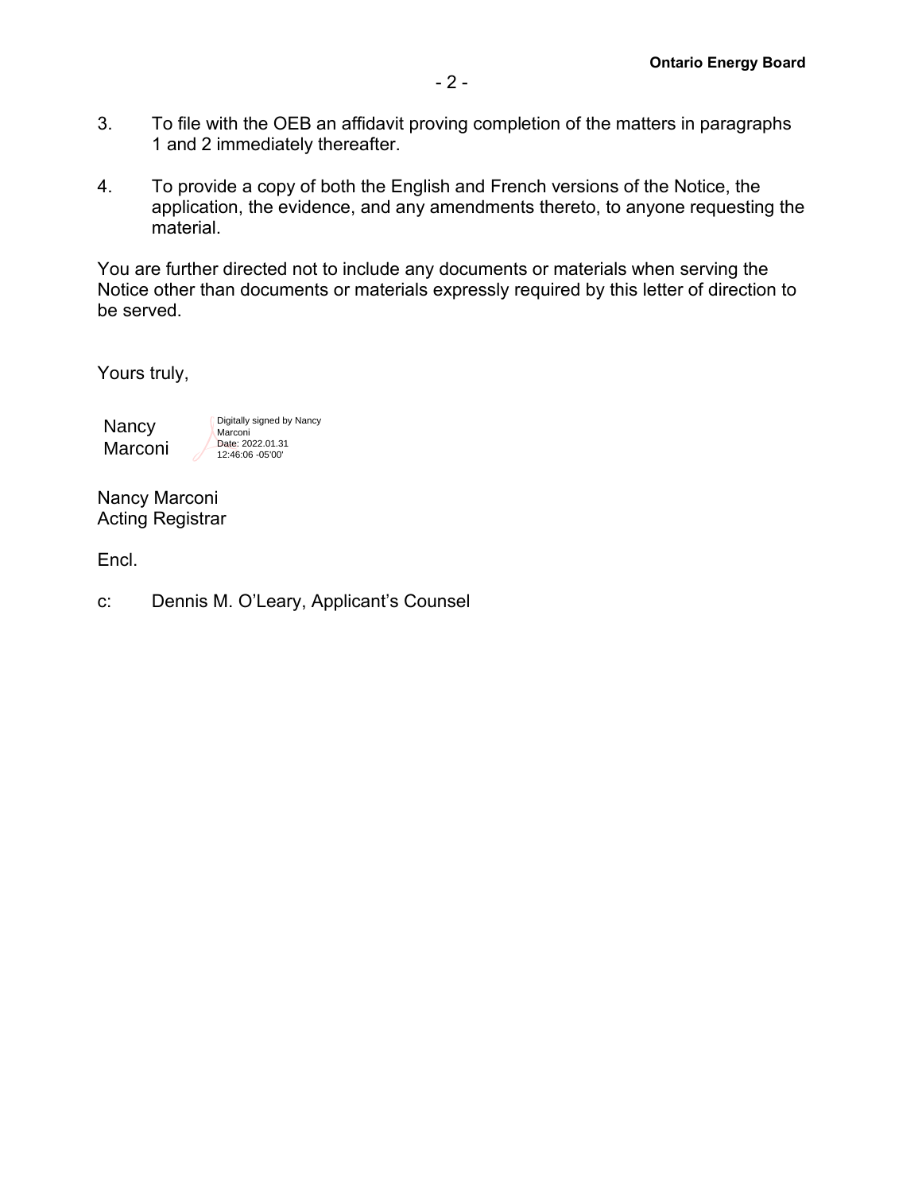3. To file with the OEB an affidavit proving completion of the matters in paragraphs 1 and 2 immediately thereafter.

4. To provide a copy of both the English and French versions of the Notice, the application, the evidence, and any amendments thereto, to anyone requesting the material.

You are further directed not to include any documents or materials when serving the Notice other than documents or materials expressly required by this letter of direction to be served.

Yours truly,

Nancy Marconi    Digitally signed by Nancy Marconi
Date: 2022.01.31 12:46:06 -05'00'

Nancy Marconi
Acting Registrar

Encl.

c: Dennis M. O'Leary, Applicant's Counsel